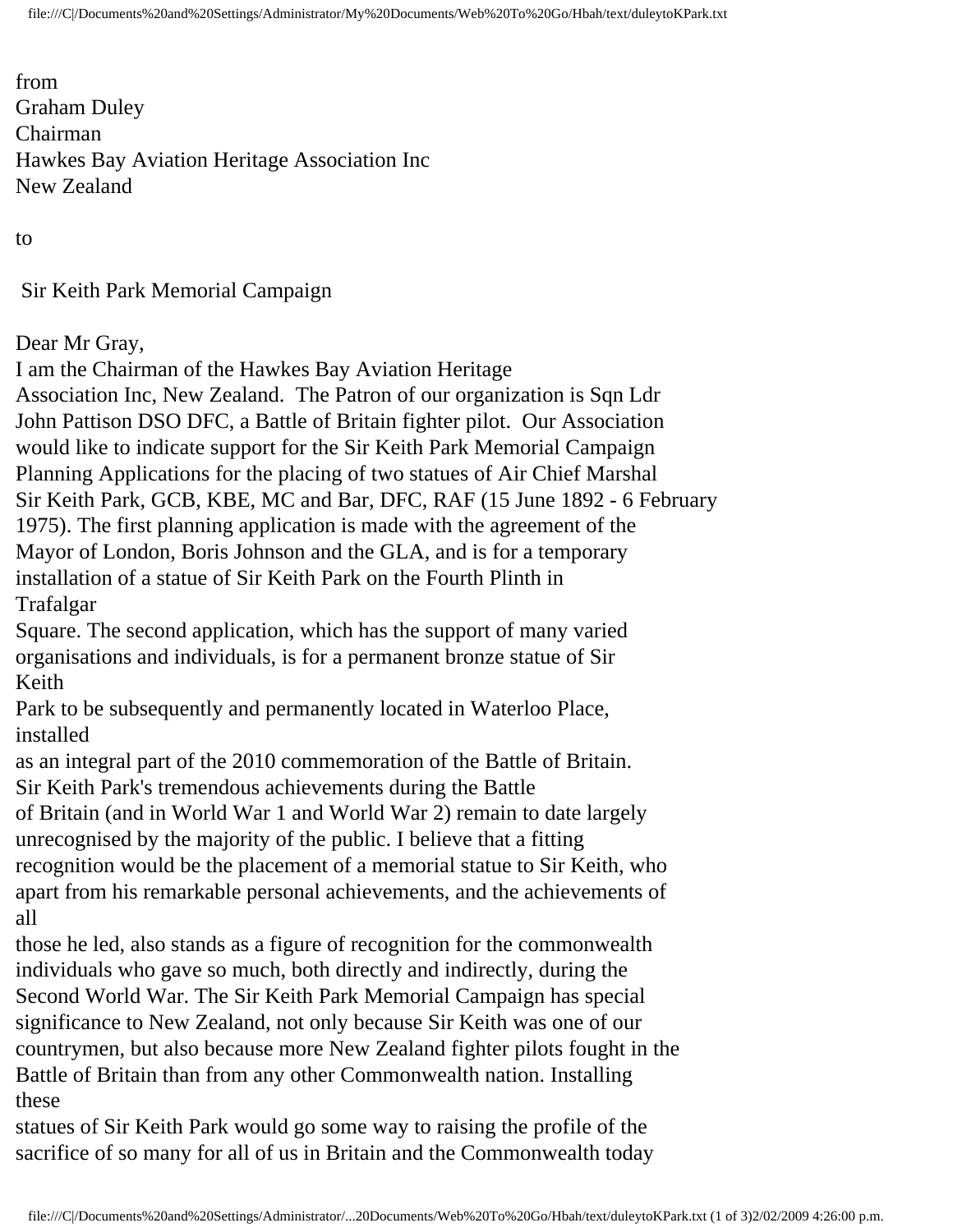from
Graham Duley
Chairman
Hawkes Bay Aviation Heritage Association Inc
New Zealand

to

Sir Keith Park Memorial Campaign

Dear Mr Gray,
I am the Chairman of the Hawkes Bay Aviation Heritage Association Inc, New Zealand. The Patron of our organization is Sqn Ldr John Pattison DSO DFC, a Battle of Britain fighter pilot. Our Association would like to indicate support for the Sir Keith Park Memorial Campaign Planning Applications for the placing of two statues of Air Chief Marshal Sir Keith Park, GCB, KBE, MC and Bar, DFC, RAF (15 June 1892 - 6 February 1975). The first planning application is made with the agreement of the Mayor of London, Boris Johnson and the GLA, and is for a temporary installation of a statue of Sir Keith Park on the Fourth Plinth in Trafalgar Square. The second application, which has the support of many varied organisations and individuals, is for a permanent bronze statue of Sir Keith Park to be subsequently and permanently located in Waterloo Place, installed as an integral part of the 2010 commemoration of the Battle of Britain. Sir Keith Park's tremendous achievements during the Battle of Britain (and in World War 1 and World War 2) remain to date largely unrecognised by the majority of the public. I believe that a fitting recognition would be the placement of a memorial statue to Sir Keith, who apart from his remarkable personal achievements, and the achievements of all those he led, also stands as a figure of recognition for the commonwealth individuals who gave so much, both directly and indirectly, during the Second World War. The Sir Keith Park Memorial Campaign has special significance to New Zealand, not only because Sir Keith was one of our countrymen, but also because more New Zealand fighter pilots fought in the Battle of Britain than from any other Commonwealth nation. Installing these statues of Sir Keith Park would go some way to raising the profile of the sacrifice of so many for all of us in Britain and the Commonwealth today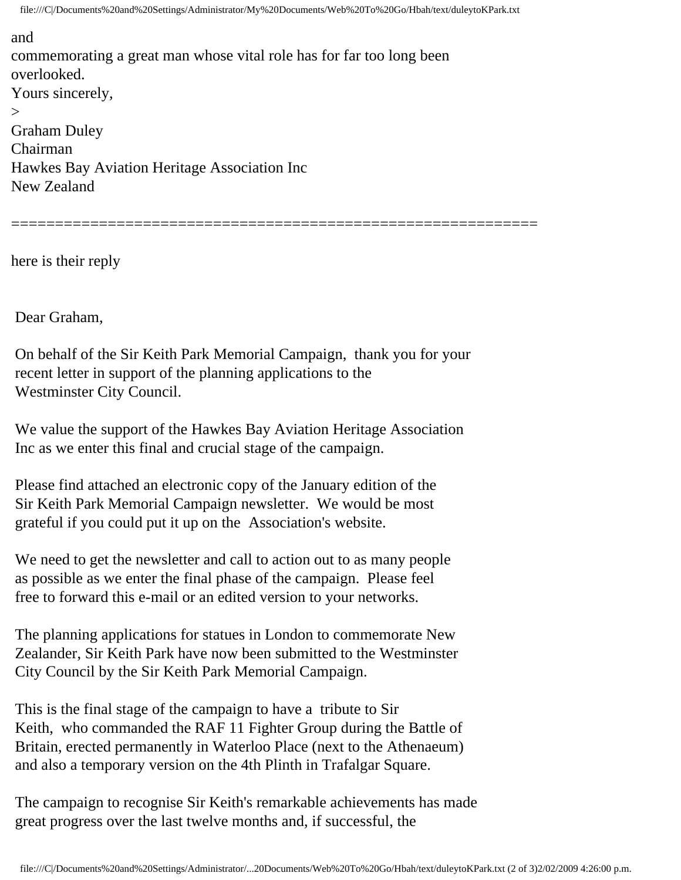and
commemorating a great man whose vital role has for far too long been overlooked.

Yours sincerely,

>

Graham Duley
Chairman
Hawkes Bay Aviation Heritage Association Inc
New Zealand

============================================================

here is their reply

Dear Graham,

On behalf of the Sir Keith Park Memorial Campaign, thank you for your recent letter in support of the planning applications to the Westminster City Council.

We value the support of the Hawkes Bay Aviation Heritage Association Inc as we enter this final and crucial stage of the campaign.

Please find attached an electronic copy of the January edition of the Sir Keith Park Memorial Campaign newsletter. We would be most grateful if you could put it up on the Association's website.

We need to get the newsletter and call to action out to as many people as possible as we enter the final phase of the campaign. Please feel free to forward this e-mail or an edited version to your networks.

The planning applications for statues in London to commemorate New Zealander, Sir Keith Park have now been submitted to the Westminster City Council by the Sir Keith Park Memorial Campaign.

This is the final stage of the campaign to have a tribute to Sir Keith, who commanded the RAF 11 Fighter Group during the Battle of Britain, erected permanently in Waterloo Place (next to the Athenaeum) and also a temporary version on the 4th Plinth in Trafalgar Square.

The campaign to recognise Sir Keith's remarkable achievements has made great progress over the last twelve months and, if successful, the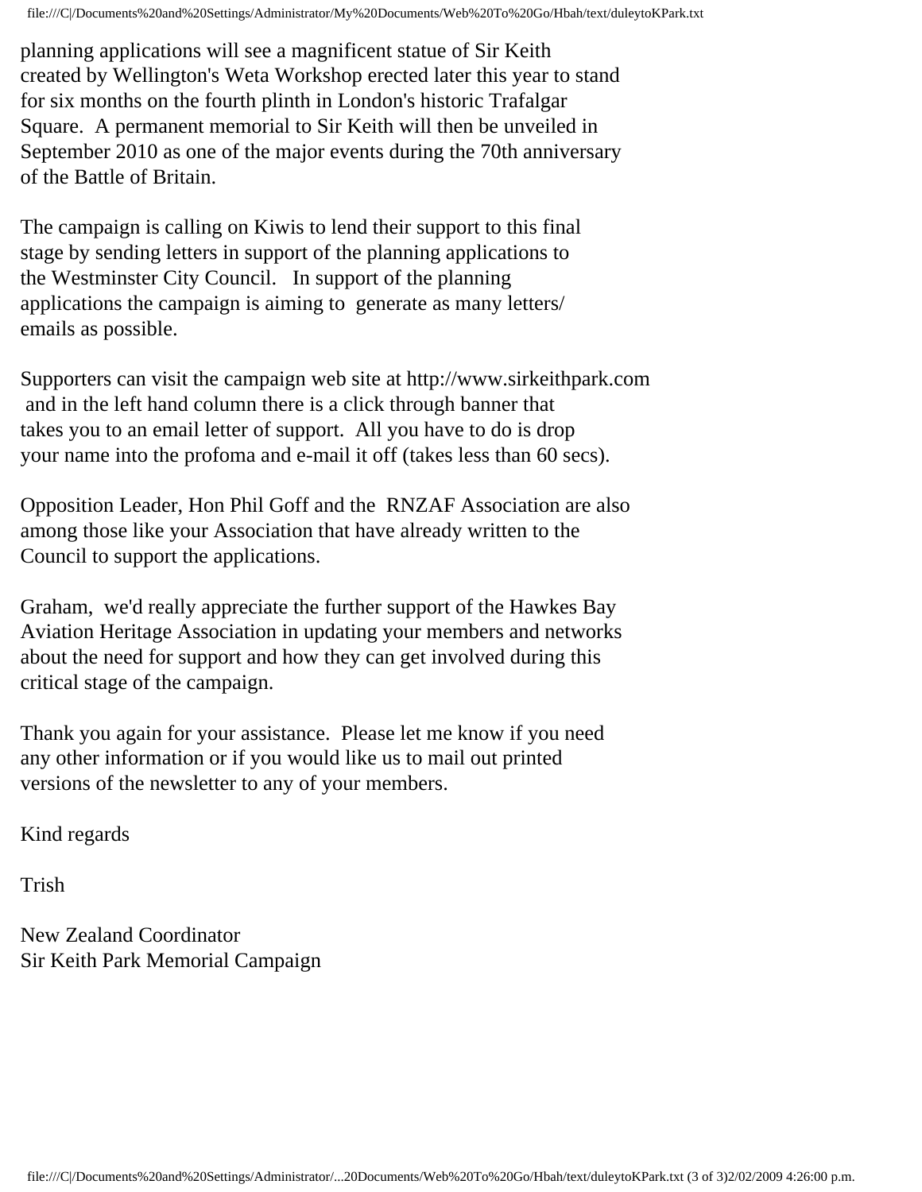planning applications will see a magnificent statue of Sir Keith created by Wellington's Weta Workshop erected later this year to stand for six months on the fourth plinth in London's historic Trafalgar Square. A permanent memorial to Sir Keith will then be unveiled in September 2010 as one of the major events during the 70th anniversary of the Battle of Britain.

The campaign is calling on Kiwis to lend their support to this final stage by sending letters in support of the planning applications to the Westminster City Council. In support of the planning applications the campaign is aiming to generate as many letters/ emails as possible.

Supporters can visit the campaign web site at http://www.sirkeithpark.com and in the left hand column there is a click through banner that takes you to an email letter of support. All you have to do is drop your name into the profoma and e-mail it off (takes less than 60 secs).

Opposition Leader, Hon Phil Goff and the RNZAF Association are also among those like your Association that have already written to the Council to support the applications.

Graham, we'd really appreciate the further support of the Hawkes Bay Aviation Heritage Association in updating your members and networks about the need for support and how they can get involved during this critical stage of the campaign.

Thank you again for your assistance. Please let me know if you need any other information or if you would like us to mail out printed versions of the newsletter to any of your members.

Kind regards

Trish

New Zealand Coordinator
Sir Keith Park Memorial Campaign